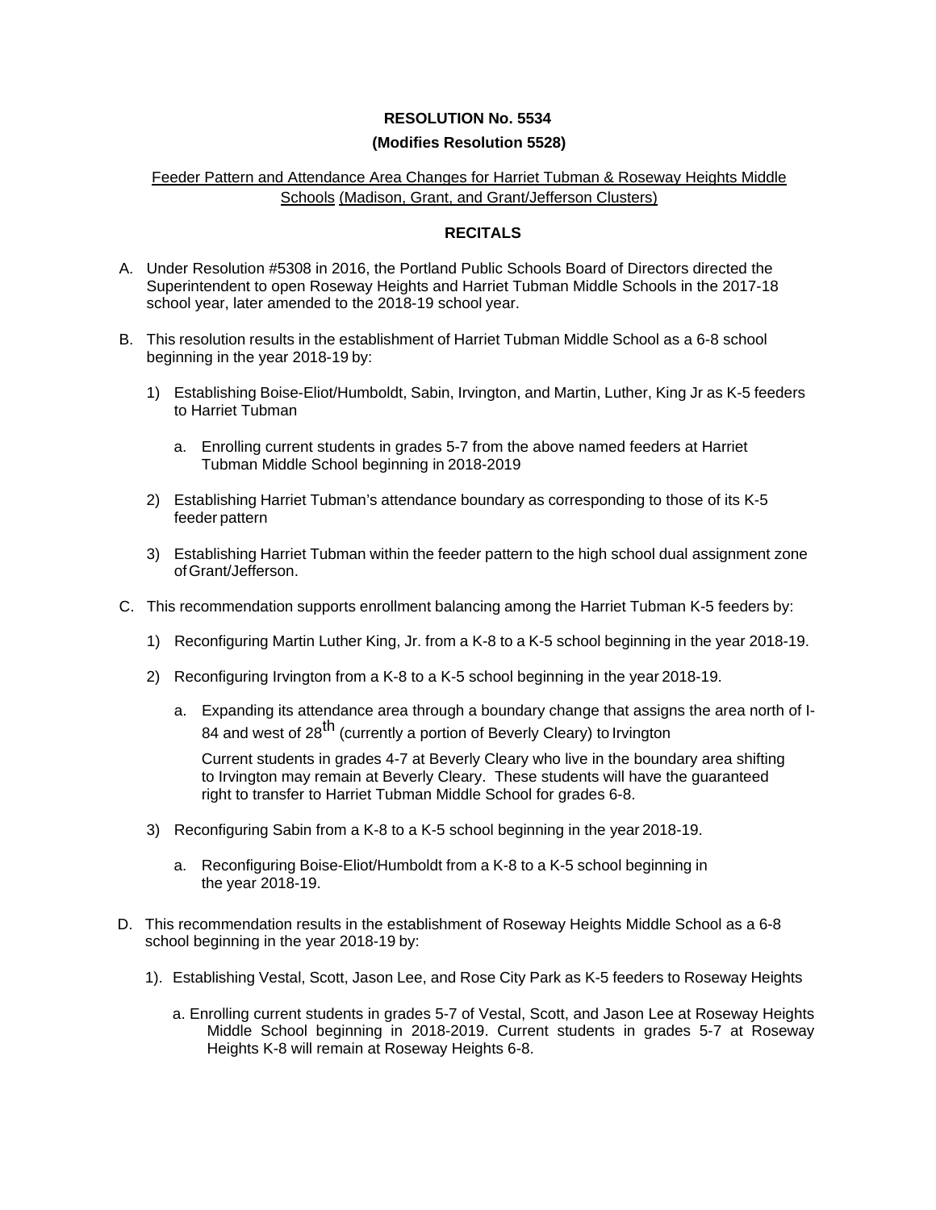**RESOLUTION No. 5534**

**(Modifies Resolution 5528)**

Feeder Pattern and Attendance Area Changes for Harriet Tubman & Roseway Heights Middle Schools (Madison, Grant, and Grant/Jefferson Clusters)

**RECITALS**

A. Under Resolution #5308 in 2016, the Portland Public Schools Board of Directors directed the Superintendent to open Roseway Heights and Harriet Tubman Middle Schools in the 2017-18 school year, later amended to the 2018-19 school year.

B. This resolution results in the establishment of Harriet Tubman Middle School as a 6-8 school beginning in the year 2018-19 by:

   1) Establishing Boise-Eliot/Humboldt, Sabin, Irvington, and Martin, Luther, King Jr as K-5 feeders to Harriet Tubman

      a. Enrolling current students in grades 5-7 from the above named feeders at Harriet Tubman Middle School beginning in 2018-2019

   2) Establishing Harriet Tubman's attendance boundary as corresponding to those of its K-5 feeder pattern

   3) Establishing Harriet Tubman within the feeder pattern to the high school dual assignment zone of Grant/Jefferson.

C. This recommendation supports enrollment balancing among the Harriet Tubman K-5 feeders by:

   1) Reconfiguring Martin Luther King, Jr. from a K-8 to a K-5 school beginning in the year 2018-19.

   2) Reconfiguring Irvington from a K-8 to a K-5 school beginning in the year 2018-19.

      a. Expanding its attendance area through a boundary change that assigns the area north of I-84 and west of 28th (currently a portion of Beverly Cleary) to Irvington

         Current students in grades 4-7 at Beverly Cleary who live in the boundary area shifting to Irvington may remain at Beverly Cleary. These students will have the guaranteed right to transfer to Harriet Tubman Middle School for grades 6-8.

   3) Reconfiguring Sabin from a K-8 to a K-5 school beginning in the year 2018-19.

      a. Reconfiguring Boise-Eliot/Humboldt from a K-8 to a K-5 school beginning in the year 2018-19.

D. This recommendation results in the establishment of Roseway Heights Middle School as a 6-8 school beginning in the year 2018-19 by:

   1). Establishing Vestal, Scott, Jason Lee, and Rose City Park as K-5 feeders to Roseway Heights

      a. Enrolling current students in grades 5-7 of Vestal, Scott, and Jason Lee at Roseway Heights Middle School beginning in 2018-2019. Current students in grades 5-7 at Roseway Heights K-8 will remain at Roseway Heights 6-8.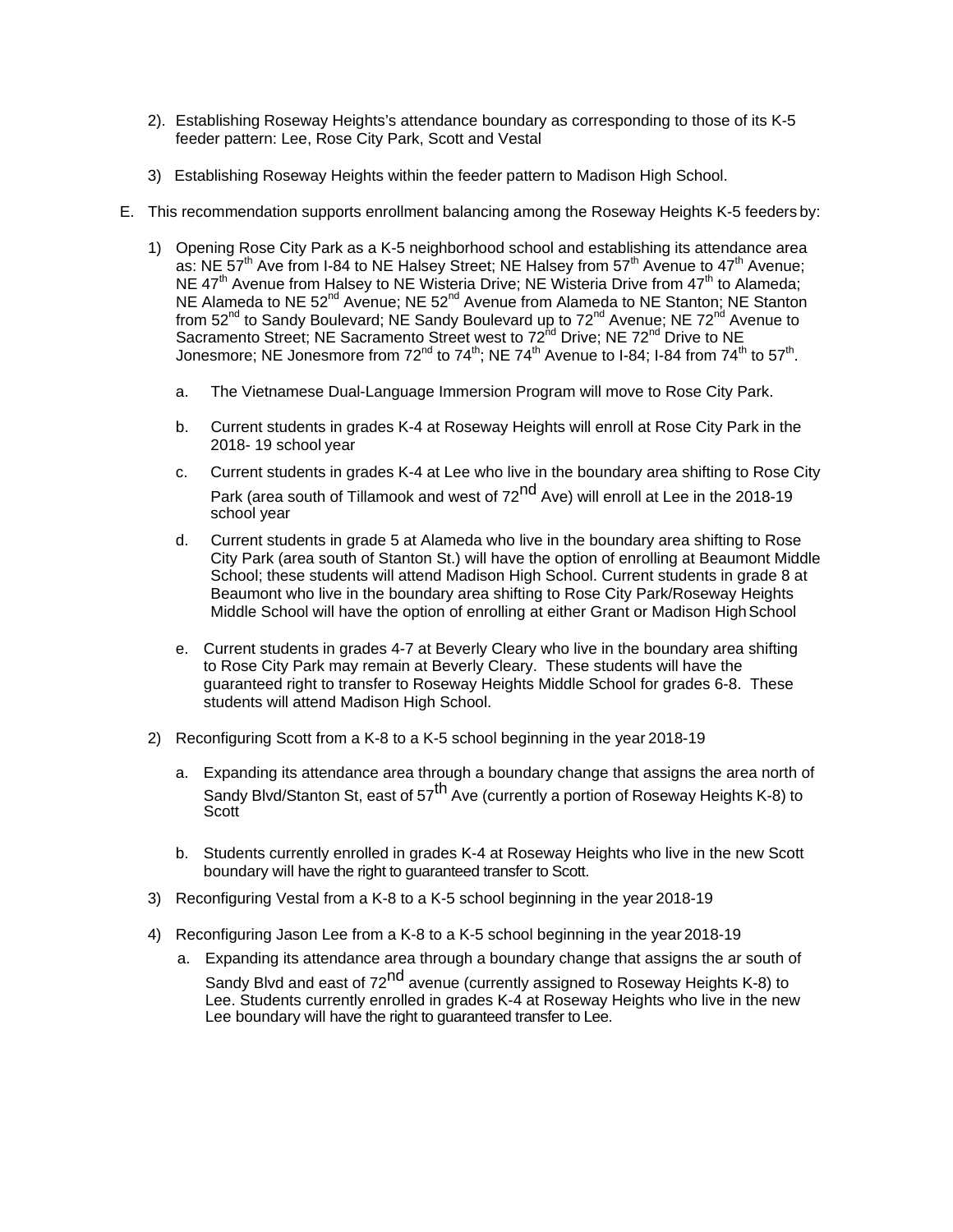2). Establishing Roseway Heights's attendance boundary as corresponding to those of its K-5 feeder pattern: Lee, Rose City Park, Scott and Vestal

3) Establishing Roseway Heights within the feeder pattern to Madison High School.

E. This recommendation supports enrollment balancing among the Roseway Heights K-5 feeders by:

1) Opening Rose City Park as a K-5 neighborhood school and establishing its attendance area as: NE 57th Ave from I-84 to NE Halsey Street; NE Halsey from 57th Avenue to 47th Avenue; NE 47th Avenue from Halsey to NE Wisteria Drive; NE Wisteria Drive from 47th to Alameda; NE Alameda to NE 52nd Avenue; NE 52nd Avenue from Alameda to NE Stanton; NE Stanton from 52nd to Sandy Boulevard; NE Sandy Boulevard up to 72nd Avenue; NE 72nd Avenue to Sacramento Street; NE Sacramento Street west to 72nd Drive; NE 72nd Drive to NE Jonesmore; NE Jonesmore from 72nd to 74th; NE 74th Avenue to I-84; I-84 from 74th to 57th.

   a. The Vietnamese Dual-Language Immersion Program will move to Rose City Park.

   b. Current students in grades K-4 at Roseway Heights will enroll at Rose City Park in the 2018- 19 school year

   c. Current students in grades K-4 at Lee who live in the boundary area shifting to Rose City Park (area south of Tillamook and west of 72nd Ave) will enroll at Lee in the 2018-19 school year

   d. Current students in grade 5 at Alameda who live in the boundary area shifting to Rose City Park (area south of Stanton St.) will have the option of enrolling at Beaumont Middle School; these students will attend Madison High School. Current students in grade 8 at Beaumont who live in the boundary area shifting to Rose City Park/Roseway Heights Middle School will have the option of enrolling at either Grant or Madison High School

   e. Current students in grades 4-7 at Beverly Cleary who live in the boundary area shifting to Rose City Park may remain at Beverly Cleary. These students will have the guaranteed right to transfer to Roseway Heights Middle School for grades 6-8. These students will attend Madison High School.

2) Reconfiguring Scott from a K-8 to a K-5 school beginning in the year 2018-19

   a. Expanding its attendance area through a boundary change that assigns the area north of Sandy Blvd/Stanton St, east of 57th Ave (currently a portion of Roseway Heights K-8) to Scott

   b. Students currently enrolled in grades K-4 at Roseway Heights who live in the new Scott boundary will have the right to guaranteed transfer to Scott.

3) Reconfiguring Vestal from a K-8 to a K-5 school beginning in the year 2018-19

4) Reconfiguring Jason Lee from a K-8 to a K-5 school beginning in the year 2018-19

   a. Expanding its attendance area through a boundary change that assigns the ar south of Sandy Blvd and east of 72nd avenue (currently assigned to Roseway Heights K-8) to Lee. Students currently enrolled in grades K-4 at Roseway Heights who live in the new Lee boundary will have the right to guaranteed transfer to Lee.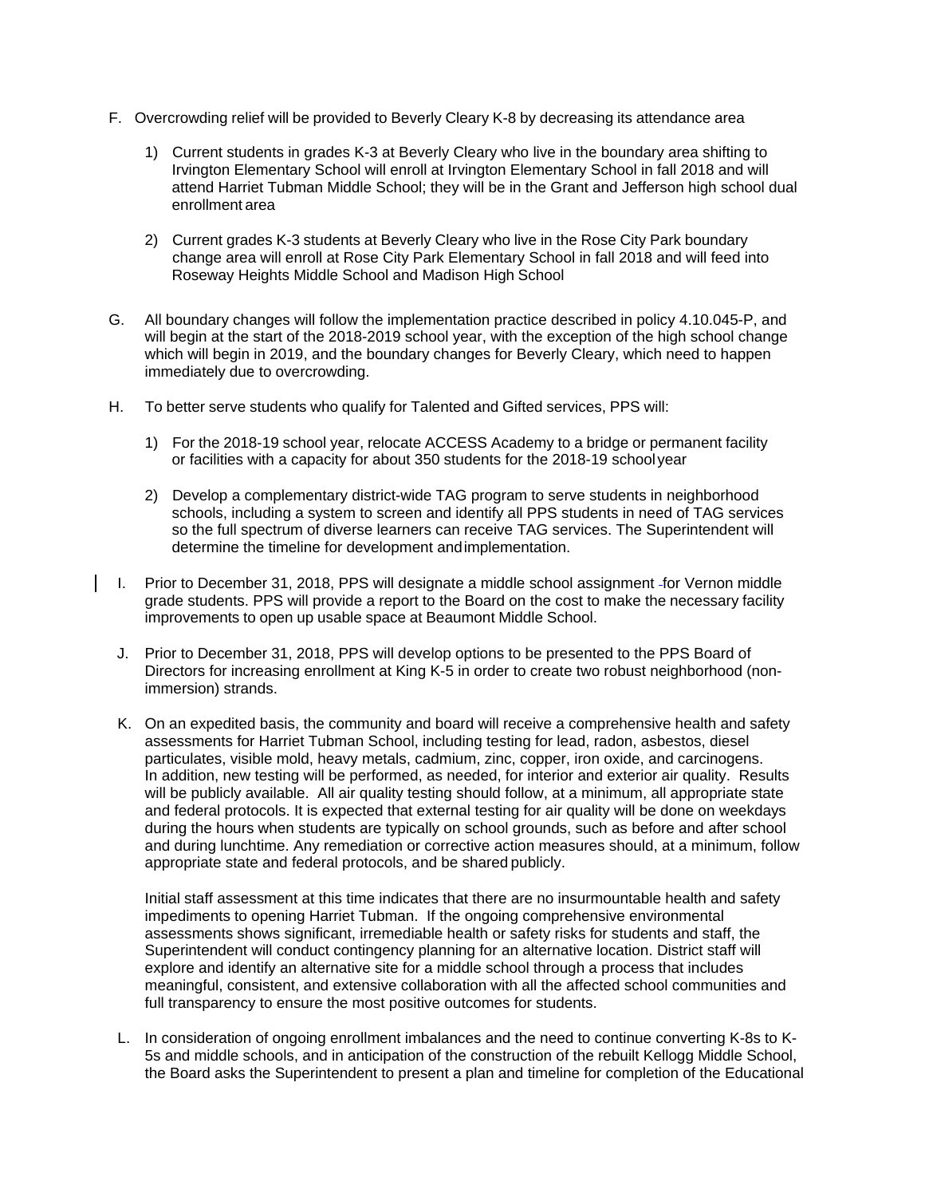F. Overcrowding relief will be provided to Beverly Cleary K-8 by decreasing its attendance area

   1) Current students in grades K-3 at Beverly Cleary who live in the boundary area shifting to Irvington Elementary School will enroll at Irvington Elementary School in fall 2018 and will attend Harriet Tubman Middle School; they will be in the Grant and Jefferson high school dual enrollment area

   2) Current grades K-3 students at Beverly Cleary who live in the Rose City Park boundary change area will enroll at Rose City Park Elementary School in fall 2018 and will feed into Roseway Heights Middle School and Madison High School

G. All boundary changes will follow the implementation practice described in policy 4.10.045-P, and will begin at the start of the 2018-2019 school year, with the exception of the high school change which will begin in 2019, and the boundary changes for Beverly Cleary, which need to happen immediately due to overcrowding.

H. To better serve students who qualify for Talented and Gifted services, PPS will:

   1) For the 2018-19 school year, relocate ACCESS Academy to a bridge or permanent facility or facilities with a capacity for about 350 students for the 2018-19 school year

   2) Develop a complementary district-wide TAG program to serve students in neighborhood schools, including a system to screen and identify all PPS students in need of TAG services so the full spectrum of diverse learners can receive TAG services. The Superintendent will determine the timeline for development and implementation.

I. Prior to December 31, 2018, PPS will designate a middle school assignment for Vernon middle grade students. PPS will provide a report to the Board on the cost to make the necessary facility improvements to open up usable space at Beaumont Middle School.

J. Prior to December 31, 2018, PPS will develop options to be presented to the PPS Board of Directors for increasing enrollment at King K-5 in order to create two robust neighborhood (non-immersion) strands.

K. On an expedited basis, the community and board will receive a comprehensive health and safety assessments for Harriet Tubman School, including testing for lead, radon, asbestos, diesel particulates, visible mold, heavy metals, cadmium, zinc, copper, iron oxide, and carcinogens. In addition, new testing will be performed, as needed, for interior and exterior air quality. Results will be publicly available. All air quality testing should follow, at a minimum, all appropriate state and federal protocols. It is expected that external testing for air quality will be done on weekdays during the hours when students are typically on school grounds, such as before and after school and during lunchtime. Any remediation or corrective action measures should, at a minimum, follow appropriate state and federal protocols, and be shared publicly.

   Initial staff assessment at this time indicates that there are no insurmountable health and safety impediments to opening Harriet Tubman. If the ongoing comprehensive environmental assessments shows significant, irremediable health or safety risks for students and staff, the Superintendent will conduct contingency planning for an alternative location. District staff will explore and identify an alternative site for a middle school through a process that includes meaningful, consistent, and extensive collaboration with all the affected school communities and full transparency to ensure the most positive outcomes for students.

L. In consideration of ongoing enrollment imbalances and the need to continue converting K-8s to K-5s and middle schools, and in anticipation of the construction of the rebuilt Kellogg Middle School, the Board asks the Superintendent to present a plan and timeline for completion of the Educational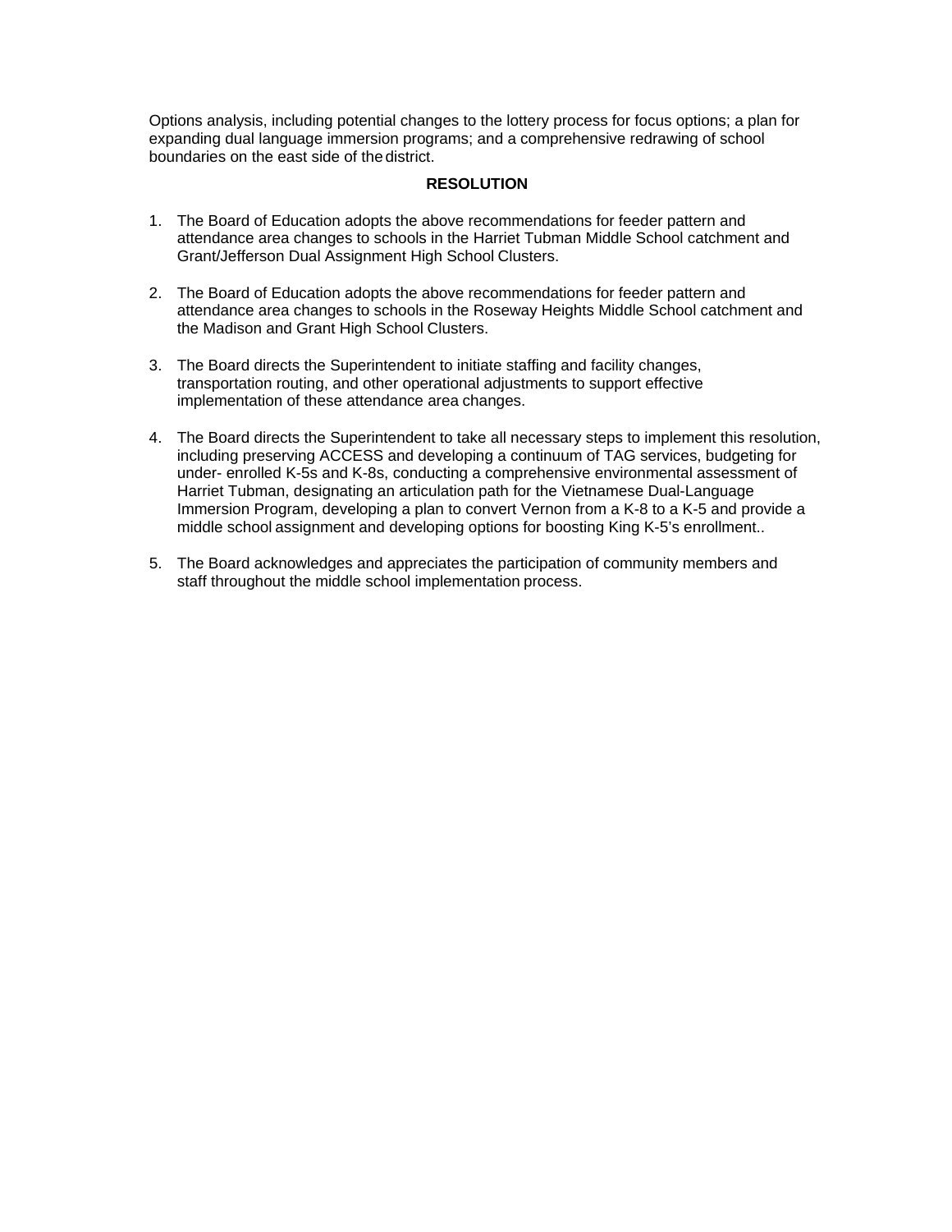Options analysis, including potential changes to the lottery process for focus options; a plan for expanding dual language immersion programs; and a comprehensive redrawing of school boundaries on the east side of the district.

**RESOLUTION**

1. The Board of Education adopts the above recommendations for feeder pattern and attendance area changes to schools in the Harriet Tubman Middle School catchment and Grant/Jefferson Dual Assignment High School Clusters.

2. The Board of Education adopts the above recommendations for feeder pattern and attendance area changes to schools in the Roseway Heights Middle School catchment and the Madison and Grant High School Clusters.

3. The Board directs the Superintendent to initiate staffing and facility changes, transportation routing, and other operational adjustments to support effective implementation of these attendance area changes.

4. The Board directs the Superintendent to take all necessary steps to implement this resolution, including preserving ACCESS and developing a continuum of TAG services, budgeting for under- enrolled K-5s and K-8s, conducting a comprehensive environmental assessment of Harriet Tubman, designating an articulation path for the Vietnamese Dual-Language Immersion Program, developing a plan to convert Vernon from a K-8 to a K-5 and provide a middle school assignment and developing options for boosting King K-5's enrollment..

5. The Board acknowledges and appreciates the participation of community members and staff throughout the middle school implementation process.